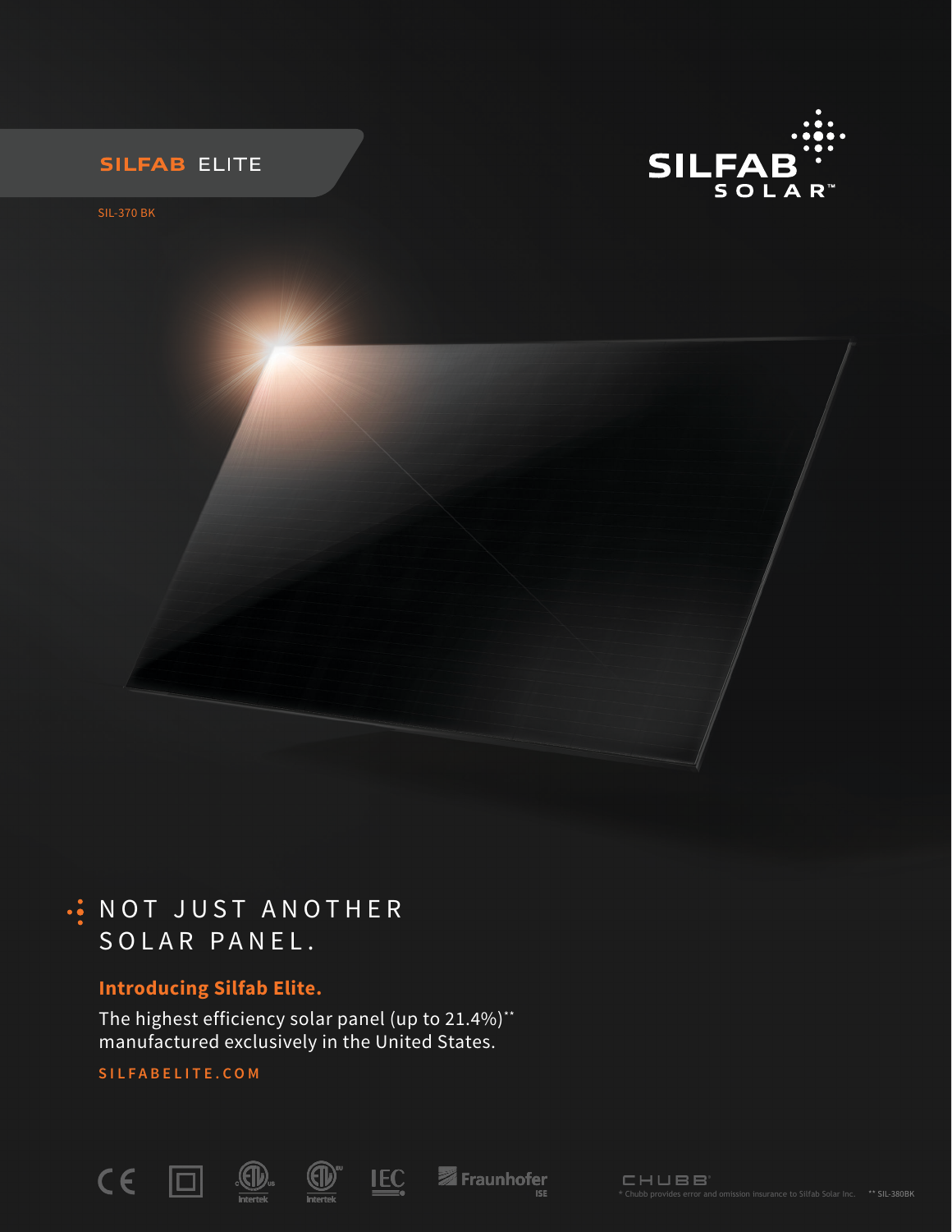**SILFAB** ELITE

SIL-370 BK

SILFAB SOLAR™

# NOT JUST ANOTHER SOLAR PANEL.

## Introducing Silfab Elite.

The highest efficiency solar panel (up to 21.4%)** manufactured exclusively in the United States.

SILFABELITE.COM

CHUBB®

\* Chubb provides error and omission insurance to Silfab Solar Inc. ** SIL-380BK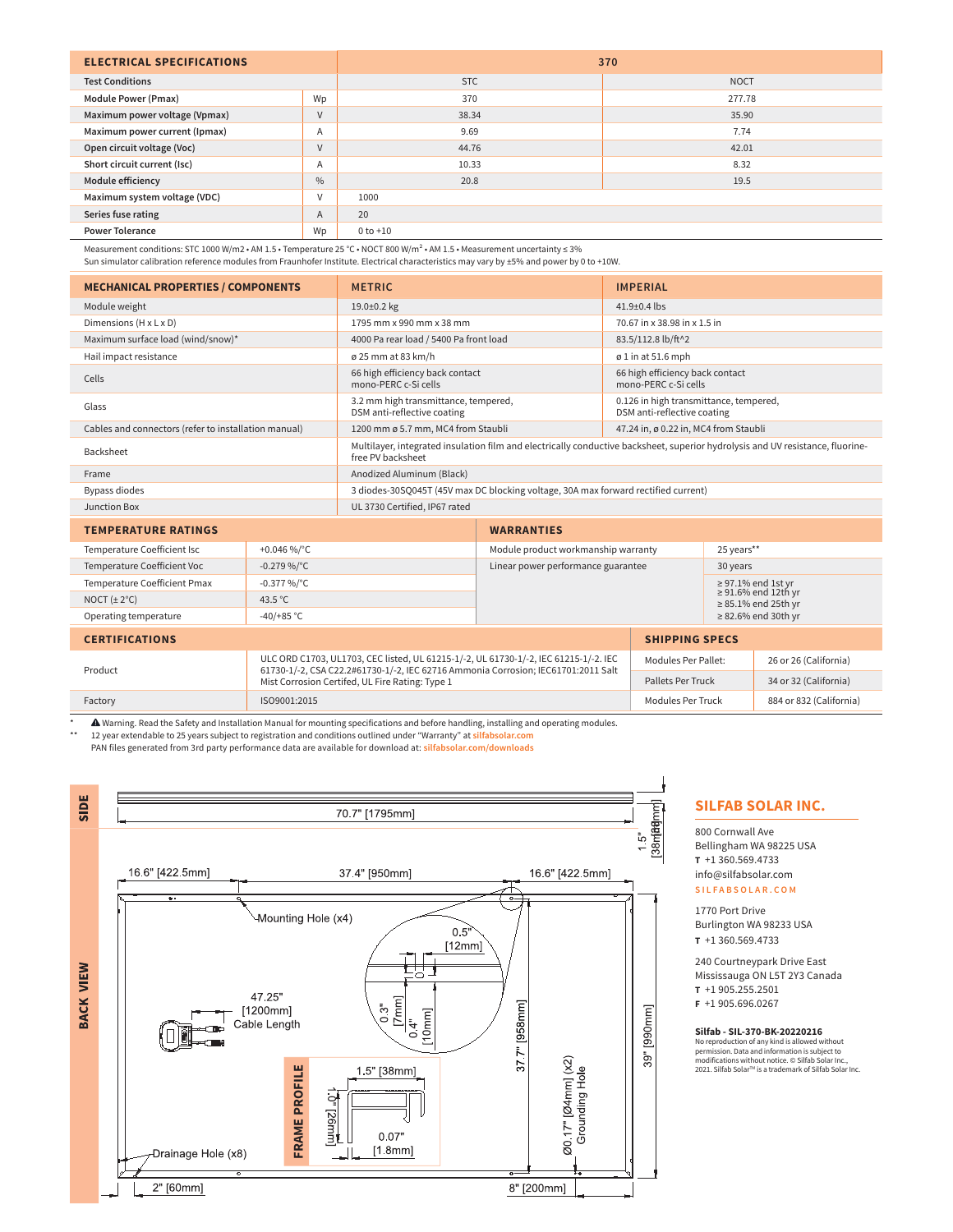| ELECTRICAL SPECIFICATIONS | | 370 | |
|---|---|---|---|
| Test Conditions | | STC | NOCT |
| Module Power (Pmax) | Wp | 370 | 277.78 |
| Maximum power voltage (Vpmax) | V | 38.34 | 35.90 |
| Maximum power current (Ipmax) | A | 9.69 | 7.74 |
| Open circuit voltage (Voc) | V | 44.76 | 42.01 |
| Short circuit current (Isc) | A | 10.33 | 8.32 |
| Module efficiency | % | 20.8 | 19.5 |
| Maximum system voltage (VDC) | V | 1000 | |
| Series fuse rating | A | 20 | |
| Power Tolerance | Wp | 0 to +10 | |

Measurement conditions: STC 1000 W/m2 • AM 1.5 • Temperature 25 °C • NOCT 800 W/m² • AM 1.5 • Measurement uncertainty ≤ 3%
Sun simulator calibration reference modules from Fraunhofer Institute. Electrical characteristics may vary by ±5% and power by 0 to +10W.

| MECHANICAL PROPERTIES / COMPONENTS | METRIC | IMPERIAL |
|---|---|---|
| Module weight | 19.0±0.2 kg | 41.9±0.4 lbs |
| Dimensions (H x L x D) | 1795 mm x 990 mm x 38 mm | 70.67 in x 38.98 in x 1.5 in |
| Maximum surface load (wind/snow)* | 4000 Pa rear load / 5400 Pa front load | 83.5/112.8 lb/ft^2 |
| Hail impact resistance | ø 25 mm at 83 km/h | ø 1 in at 51.6 mph |
| Cells | 66 high efficiency back contact mono-PERC c-Si cells | 66 high efficiency back contact mono-PERC c-Si cells |
| Glass | 3.2 mm high transmittance, tempered, DSM anti-reflective coating | 0.126 in high transmittance, tempered, DSM anti-reflective coating |
| Cables and connectors (refer to installation manual) | 1200 mm ø 5.7 mm, MC4 from Staubli | 47.24 in, ø 0.22 in, MC4 from Staubli |
| Backsheet | Multilayer, integrated insulation film and electrically conductive backsheet, superior hydrolysis and UV resistance, fluorine-free PV backsheet | |
| Frame | Anodized Aluminum (Black) | |
| Bypass diodes | 3 diodes-30SQ045T (45V max DC blocking voltage, 30A max forward rectified current) | |
| Junction Box | UL 3730 Certified, IP67 rated | |

| TEMPERATURE RATINGS | |
|---|---|
| Temperature Coefficient Isc | +0.046 %/°C |
| Temperature Coefficient Voc | -0.279 %/°C |
| Temperature Coefficient Pmax | -0.377 %/°C |
| NOCT (± 2°C) | 43.5 °C |
| Operating temperature | -40/+85 °C |

| WARRANTIES | |
|---|---|
| Module product workmanship warranty | 25 years** |
| Linear power performance guarantee | 30 years |
| | ≥ 97.1% end 1st yr<br>≥ 91.6% end 12th yr<br>≥ 85.1% end 25th yr<br>≥ 82.6% end 30th yr |

| CERTIFICATIONS | |
|---|---|
| Product | ULC ORD C1703, UL1703, CEC listed, UL 61215-1/-2, UL 61730-1/-2, IEC 61215-1/-2. IEC 61730-1/-2, CSA C22.2#61730-1/-2, IEC 62716 Ammonia Corrosion; IEC61701:2011 Salt Mist Corrosion Certifed, UL Fire Rating: Type 1 |
| Factory | ISO9001:2015 |

| SHIPPING SPECS | |
|---|---|
| Modules Per Pallet: | 26 or 26 (California) |
| Pallets Per Truck | 34 or 32 (California) |
| Modules Per Truck | 884 or 832 (California) |

\* ⚠ Warning. Read the Safety and Installation Manual for mounting specifications and before handling, installing and operating modules.
\*\* 12 year extendable to 25 years subject to registration and conditions outlined under "Warranty" at silfabsolar.com
PAN files generated from 3rd party performance data are available for download at: silfabsolar.com/downloads

SIDE

70.7" [1795mm]
1.5" [38mm]

BACK VIEW

16.6" [422.5mm] 37.4" [950mm] 16.6" [422.5mm]
Mounting Hole (x4)
0.5" [12mm]
0.3" [7mm]
0.4" [10mm]
47.25" [1200mm] Cable Length
37.7" [958mm]
39" [990mm]
FRAME PROFILE
1.5" [38mm]
1.0" [26mm]
0.07" [1.8mm]
Ø0.17" [Ø4mm] (x2) Grounding Hole
Drainage Hole (x8)
2" [60mm]
8" [200mm]

## SILFAB SOLAR INC.

800 Cornwall Ave
Bellingham WA 98225 USA
T +1 360.569.4733
info@silfabsolar.com
SILFABSOLAR.COM

1770 Port Drive
Burlington WA 98233 USA
T +1 360.569.4733

240 Courtneypark Drive East
Mississauga ON L5T 2Y3 Canada
T +1 905.255.2501
F +1 905.696.0267

**Silfab - SIL-370-BK-20220216**
No reproduction of any kind is allowed without permission. Data and information is subject to modifications without notice. © Silfab Solar Inc., 2021. Silfab Solar™ is a trademark of Silfab Solar Inc.